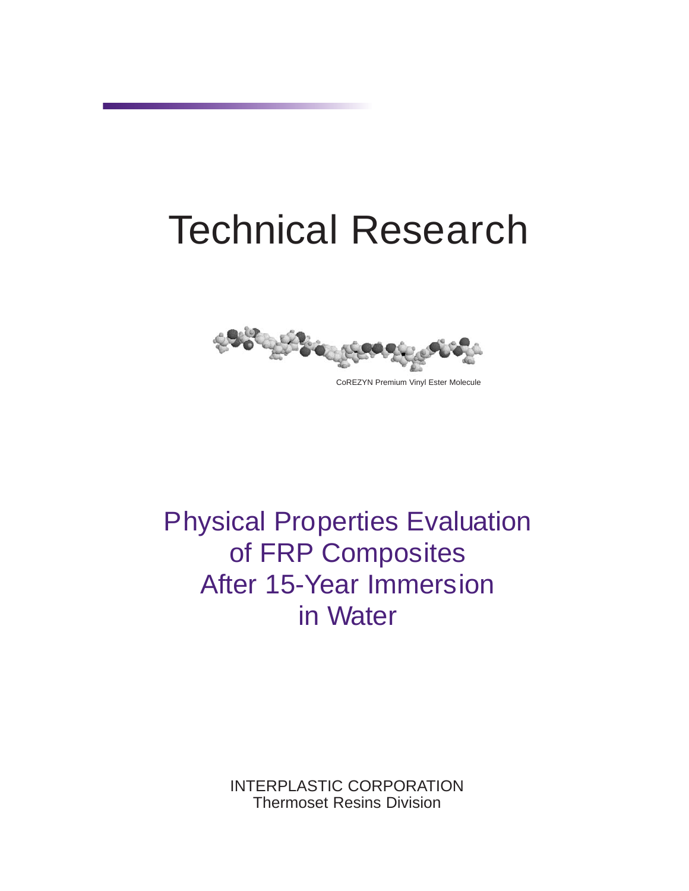# Technical Research

CoREZYN Premium Vinyl Ester Molecule

## Physical Properties Evaluation of FRP Composites After 15-Year Immersion in Water

INTERPLASTIC CORPORATION
Thermoset Resins Division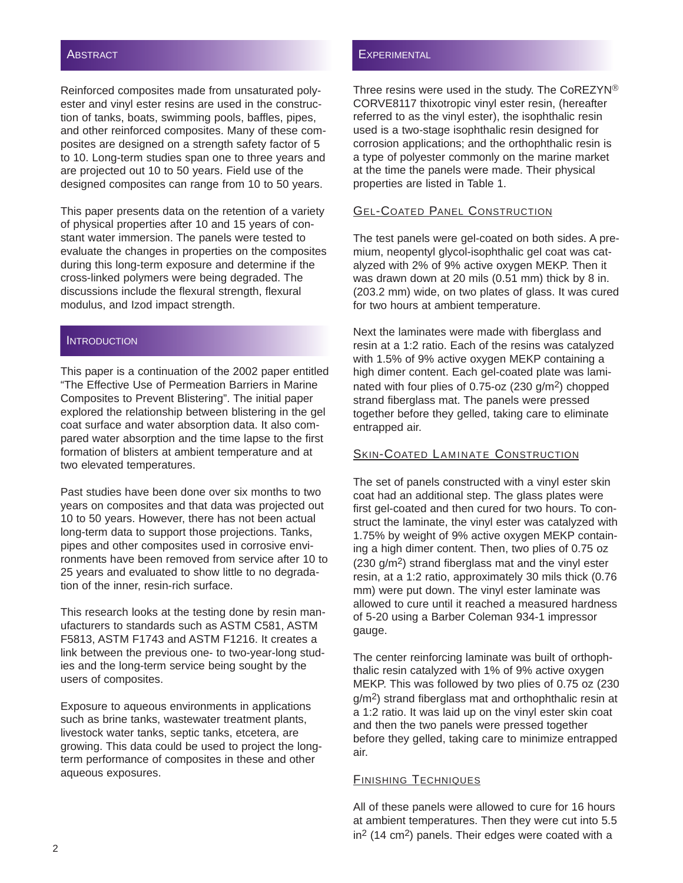## Abstract

Reinforced composites made from unsaturated polyester and vinyl ester resins are used in the construction of tanks, boats, swimming pools, baffles, pipes, and other reinforced composites. Many of these composites are designed on a strength safety factor of 5 to 10. Long-term studies span one to three years and are projected out 10 to 50 years. Field use of the designed composites can range from 10 to 50 years.

This paper presents data on the retention of a variety of physical properties after 10 and 15 years of constant water immersion. The panels were tested to evaluate the changes in properties on the composites during this long-term exposure and determine if the cross-linked polymers were being degraded. The discussions include the flexural strength, flexural modulus, and Izod impact strength.

## Introduction

This paper is a continuation of the 2002 paper entitled "The Effective Use of Permeation Barriers in Marine Composites to Prevent Blistering". The initial paper explored the relationship between blistering in the gel coat surface and water absorption data. It also compared water absorption and the time lapse to the first formation of blisters at ambient temperature and at two elevated temperatures.

Past studies have been done over six months to two years on composites and that data was projected out 10 to 50 years. However, there has not been actual long-term data to support those projections. Tanks, pipes and other composites used in corrosive environments have been removed from service after 10 to 25 years and evaluated to show little to no degradation of the inner, resin-rich surface.

This research looks at the testing done by resin manufacturers to standards such as ASTM C581, ASTM F5813, ASTM F1743 and ASTM F1216. It creates a link between the previous one- to two-year-long studies and the long-term service being sought by the users of composites.

Exposure to aqueous environments in applications such as brine tanks, wastewater treatment plants, livestock water tanks, septic tanks, etcetera, are growing. This data could be used to project the long-term performance of composites in these and other aqueous exposures.

## Experimental

Three resins were used in the study. The CoREZYN® CORVE8117 thixotropic vinyl ester resin, (hereafter referred to as the vinyl ester), the isophthalic resin used is a two-stage isophthalic resin designed for corrosion applications; and the orthophthalic resin is a type of polyester commonly on the marine market at the time the panels were made. Their physical properties are listed in Table 1.

### Gel-Coated Panel Construction

The test panels were gel-coated on both sides. A premium, neopentyl glycol-isophthalic gel coat was catalyzed with 2% of 9% active oxygen MEKP. Then it was drawn down at 20 mils (0.51 mm) thick by 8 in. (203.2 mm) wide, on two plates of glass. It was cured for two hours at ambient temperature.

Next the laminates were made with fiberglass and resin at a 1:2 ratio. Each of the resins was catalyzed with 1.5% of 9% active oxygen MEKP containing a high dimer content. Each gel-coated plate was laminated with four plies of 0.75-oz (230 g/m$^2$) chopped strand fiberglass mat. The panels were pressed together before they gelled, taking care to eliminate entrapped air.

### Skin-Coated Laminate Construction

The set of panels constructed with a vinyl ester skin coat had an additional step. The glass plates were first gel-coated and then cured for two hours. To construct the laminate, the vinyl ester was catalyzed with 1.75% by weight of 9% active oxygen MEKP containing a high dimer content. Then, two plies of 0.75 oz (230 g/m$^2$) strand fiberglass mat and the vinyl ester resin, at a 1:2 ratio, approximately 30 mils thick (0.76 mm) were put down. The vinyl ester laminate was allowed to cure until it reached a measured hardness of 5-20 using a Barber Coleman 934-1 impressor gauge.

The center reinforcing laminate was built of orthophthalic resin catalyzed with 1% of 9% active oxygen MEKP. This was followed by two plies of 0.75 oz (230 g/m$^2$) strand fiberglass mat and orthophthalic resin at a 1:2 ratio. It was laid up on the vinyl ester skin coat and then the two panels were pressed together before they gelled, taking care to minimize entrapped air.

### Finishing Techniques

All of these panels were allowed to cure for 16 hours at ambient temperatures. Then they were cut into 5.5 in$^2$ (14 cm$^2$) panels. Their edges were coated with a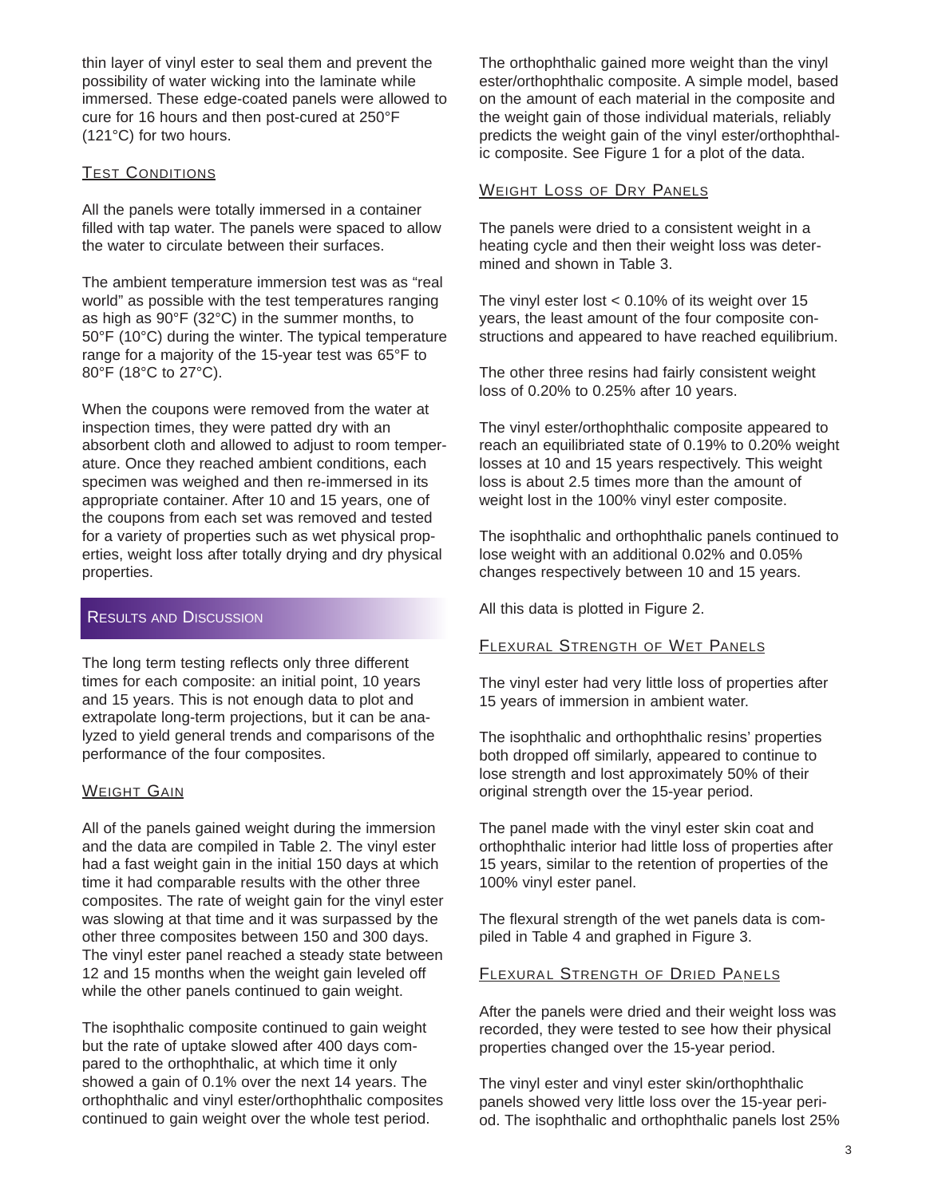thin layer of vinyl ester to seal them and prevent the possibility of water wicking into the laminate while immersed. These edge-coated panels were allowed to cure for 16 hours and then post-cured at 250°F (121°C) for two hours.

### Test Conditions

All the panels were totally immersed in a container filled with tap water. The panels were spaced to allow the water to circulate between their surfaces.

The ambient temperature immersion test was as "real world" as possible with the test temperatures ranging as high as 90°F (32°C) in the summer months, to 50°F (10°C) during the winter. The typical temperature range for a majority of the 15-year test was 65°F to 80°F (18°C to 27°C).

When the coupons were removed from the water at inspection times, they were patted dry with an absorbent cloth and allowed to adjust to room temperature. Once they reached ambient conditions, each specimen was weighed and then re-immersed in its appropriate container. After 10 and 15 years, one of the coupons from each set was removed and tested for a variety of properties such as wet physical properties, weight loss after totally drying and dry physical properties.

## Results and Discussion

The long term testing reflects only three different times for each composite: an initial point, 10 years and 15 years. This is not enough data to plot and extrapolate long-term projections, but it can be analyzed to yield general trends and comparisons of the performance of the four composites.

### Weight Gain

All of the panels gained weight during the immersion and the data are compiled in Table 2. The vinyl ester had a fast weight gain in the initial 150 days at which time it had comparable results with the other three composites. The rate of weight gain for the vinyl ester was slowing at that time and it was surpassed by the other three composites between 150 and 300 days. The vinyl ester panel reached a steady state between 12 and 15 months when the weight gain leveled off while the other panels continued to gain weight.

The isophthalic composite continued to gain weight but the rate of uptake slowed after 400 days compared to the orthophthalic, at which time it only showed a gain of 0.1% over the next 14 years. The orthophthalic and vinyl ester/orthophthalic composites continued to gain weight over the whole test period.

The orthophthalic gained more weight than the vinyl ester/orthophthalic composite. A simple model, based on the amount of each material in the composite and the weight gain of those individual materials, reliably predicts the weight gain of the vinyl ester/orthophthalic composite. See Figure 1 for a plot of the data.

### Weight Loss of Dry Panels

The panels were dried to a consistent weight in a heating cycle and then their weight loss was determined and shown in Table 3.

The vinyl ester lost < 0.10% of its weight over 15 years, the least amount of the four composite constructions and appeared to have reached equilibrium.

The other three resins had fairly consistent weight loss of 0.20% to 0.25% after 10 years.

The vinyl ester/orthophthalic composite appeared to reach an equilibriated state of 0.19% to 0.20% weight losses at 10 and 15 years respectively. This weight loss is about 2.5 times more than the amount of weight lost in the 100% vinyl ester composite.

The isophthalic and orthophthalic panels continued to lose weight with an additional 0.02% and 0.05% changes respectively between 10 and 15 years.

All this data is plotted in Figure 2.

### Flexural Strength of Wet Panels

The vinyl ester had very little loss of properties after 15 years of immersion in ambient water.

The isophthalic and orthophthalic resins' properties both dropped off similarly, appeared to continue to lose strength and lost approximately 50% of their original strength over the 15-year period.

The panel made with the vinyl ester skin coat and orthophthalic interior had little loss of properties after 15 years, similar to the retention of properties of the 100% vinyl ester panel.

The flexural strength of the wet panels data is compiled in Table 4 and graphed in Figure 3.

### Flexural Strength of Dried Panels

After the panels were dried and their weight loss was recorded, they were tested to see how their physical properties changed over the 15-year period.

The vinyl ester and vinyl ester skin/orthophthalic panels showed very little loss over the 15-year period. The isophthalic and orthophthalic panels lost 25%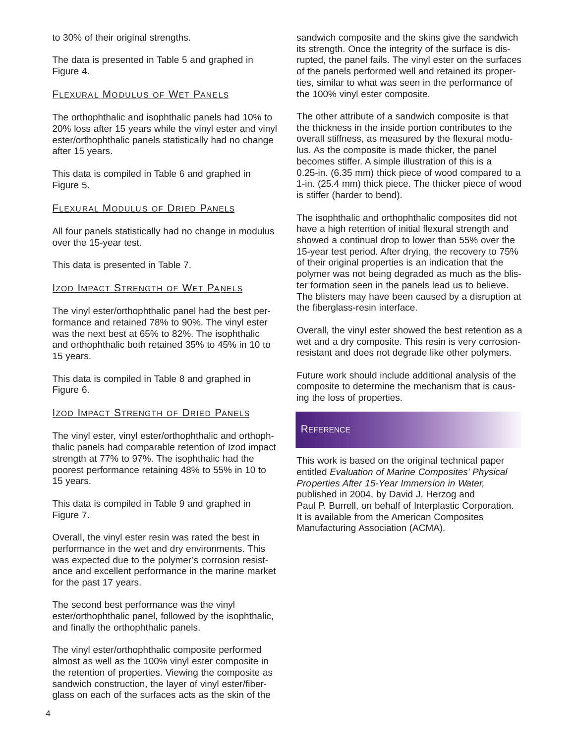to 30% of their original strengths.

The data is presented in Table 5 and graphed in Figure 4.

### Flexural Modulus of Wet Panels

The orthophthalic and isophthalic panels had 10% to 20% loss after 15 years while the vinyl ester and vinyl ester/orthophthalic panels statistically had no change after 15 years.

This data is compiled in Table 6 and graphed in Figure 5.

### Flexural Modulus of Dried Panels

All four panels statistically had no change in modulus over the 15-year test.

This data is presented in Table 7.

### Izod Impact Strength of Wet Panels

The vinyl ester/orthophthalic panel had the best performance and retained 78% to 90%. The vinyl ester was the next best at 65% to 82%. The isophthalic and orthophthalic both retained 35% to 45% in 10 to 15 years.

This data is compiled in Table 8 and graphed in Figure 6.

### Izod Impact Strength of Dried Panels

The vinyl ester, vinyl ester/orthophthalic and orthophthalic panels had comparable retention of Izod impact strength at 77% to 97%. The isophthalic had the poorest performance retaining 48% to 55% in 10 to 15 years.

This data is compiled in Table 9 and graphed in Figure 7.

Overall, the vinyl ester resin was rated the best in performance in the wet and dry environments. This was expected due to the polymer's corrosion resistance and excellent performance in the marine market for the past 17 years.

The second best performance was the vinyl ester/orthophthalic panel, followed by the isophthalic, and finally the orthophthalic panels.

The vinyl ester/orthophthalic composite performed almost as well as the 100% vinyl ester composite in the retention of properties. Viewing the composite as sandwich construction, the layer of vinyl ester/fiberglass on each of the surfaces acts as the skin of the sandwich composite and the skins give the sandwich its strength. Once the integrity of the surface is disrupted, the panel fails. The vinyl ester on the surfaces of the panels performed well and retained its properties, similar to what was seen in the performance of the 100% vinyl ester composite.

The other attribute of a sandwich composite is that the thickness in the inside portion contributes to the overall stiffness, as measured by the flexural modulus. As the composite is made thicker, the panel becomes stiffer. A simple illustration of this is a 0.25-in. (6.35 mm) thick piece of wood compared to a 1-in. (25.4 mm) thick piece. The thicker piece of wood is stiffer (harder to bend).

The isophthalic and orthophthalic composites did not have a high retention of initial flexural strength and showed a continual drop to lower than 55% over the 15-year test period. After drying, the recovery to 75% of their original properties is an indication that the polymer was not being degraded as much as the blister formation seen in the panels lead us to believe. The blisters may have been caused by a disruption at the fiberglass-resin interface.

Overall, the vinyl ester showed the best retention as a wet and a dry composite. This resin is very corrosion-resistant and does not degrade like other polymers.

Future work should include additional analysis of the composite to determine the mechanism that is causing the loss of properties.

## Reference

This work is based on the original technical paper entitled *Evaluation of Marine Composites' Physical Properties After 15-Year Immersion in Water,* published in 2004, by David J. Herzog and Paul P. Burrell, on behalf of Interplastic Corporation. It is available from the American Composites Manufacturing Association (ACMA).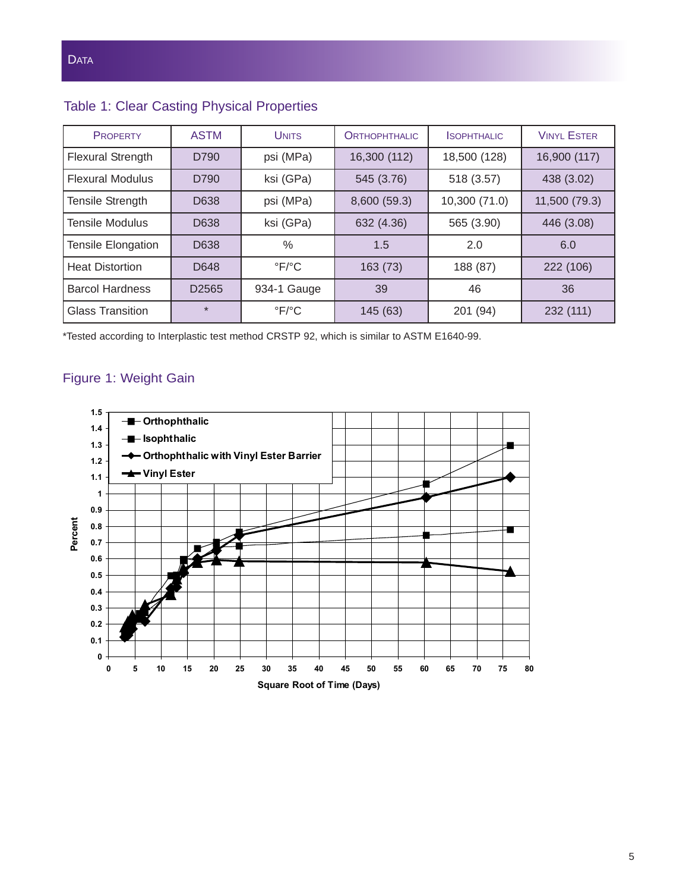## Table 1: Clear Casting Physical Properties

| Property | ASTM | Units | Orthophthalic | Isophthalic | Vinyl Ester |
|---|---|---|---|---|---|
| Flexural Strength | D790 | psi (MPa) | 16,300 (112) | 18,500 (128) | 16,900 (117) |
| Flexural Modulus | D790 | ksi (GPa) | 545 (3.76) | 518 (3.57) | 438 (3.02) |
| Tensile Strength | D638 | psi (MPa) | 8,600 (59.3) | 10,300 (71.0) | 11,500 (79.3) |
| Tensile Modulus | D638 | ksi (GPa) | 632 (4.36) | 565 (3.90) | 446 (3.08) |
| Tensile Elongation | D638 | % | 1.5 | 2.0 | 6.0 |
| Heat Distortion | D648 | °F/°C | 163 (73) | 188 (87) | 222 (106) |
| Barcol Hardness | D2565 | 934-1 Gauge | 39 | 46 | 36 |
| Glass Transition | * | °F/°C | 145 (63) | 201 (94) | 232 (111) |

*Tested according to Interplastic test method CRSTP 92, which is similar to ASTM E1640-99.

## Figure 1: Weight Gain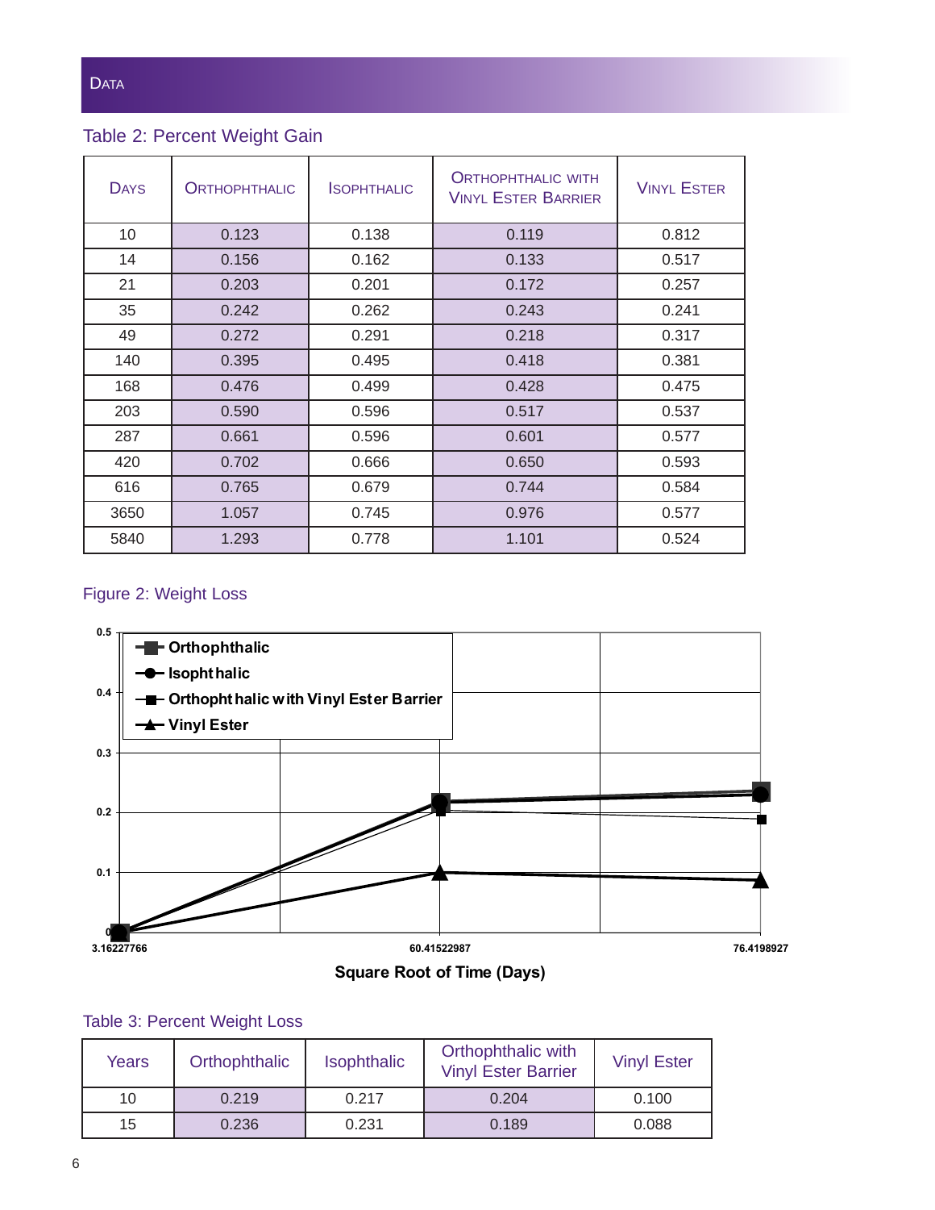## Data

### Table 2: Percent Weight Gain

| Days | Orthophthalic | Isophthalic | Orthophthalic with Vinyl Ester Barrier | Vinyl Ester |
|---|---|---|---|---|
| 10 | 0.123 | 0.138 | 0.119 | 0.812 |
| 14 | 0.156 | 0.162 | 0.133 | 0.517 |
| 21 | 0.203 | 0.201 | 0.172 | 0.257 |
| 35 | 0.242 | 0.262 | 0.243 | 0.241 |
| 49 | 0.272 | 0.291 | 0.218 | 0.317 |
| 140 | 0.395 | 0.495 | 0.418 | 0.381 |
| 168 | 0.476 | 0.499 | 0.428 | 0.475 |
| 203 | 0.590 | 0.596 | 0.517 | 0.537 |
| 287 | 0.661 | 0.596 | 0.601 | 0.577 |
| 420 | 0.702 | 0.666 | 0.650 | 0.593 |
| 616 | 0.765 | 0.679 | 0.744 | 0.584 |
| 3650 | 1.057 | 0.745 | 0.976 | 0.577 |
| 5840 | 1.293 | 0.778 | 1.101 | 0.524 |

### Figure 2: Weight Loss

| Square Root of Time (Days) | Orthophthalic | Isophthalic | Orthophthalic with Vinyl Ester Barrier | Vinyl Ester |
|---|---|---|---|---|
| 3.16227766 | 0 | 0 | 0 | 0 |
| 60.41522987 | 0.219 | 0.217 | 0.204 | 0.100 |
| 76.4198927 | 0.236 | 0.231 | 0.189 | 0.088 |

### Table 3: Percent Weight Loss

| Years | Orthophthalic | Isophthalic | Orthophthalic with Vinyl Ester Barrier | Vinyl Ester |
|---|---|---|---|---|
| 10 | 0.219 | 0.217 | 0.204 | 0.100 |
| 15 | 0.236 | 0.231 | 0.189 | 0.088 |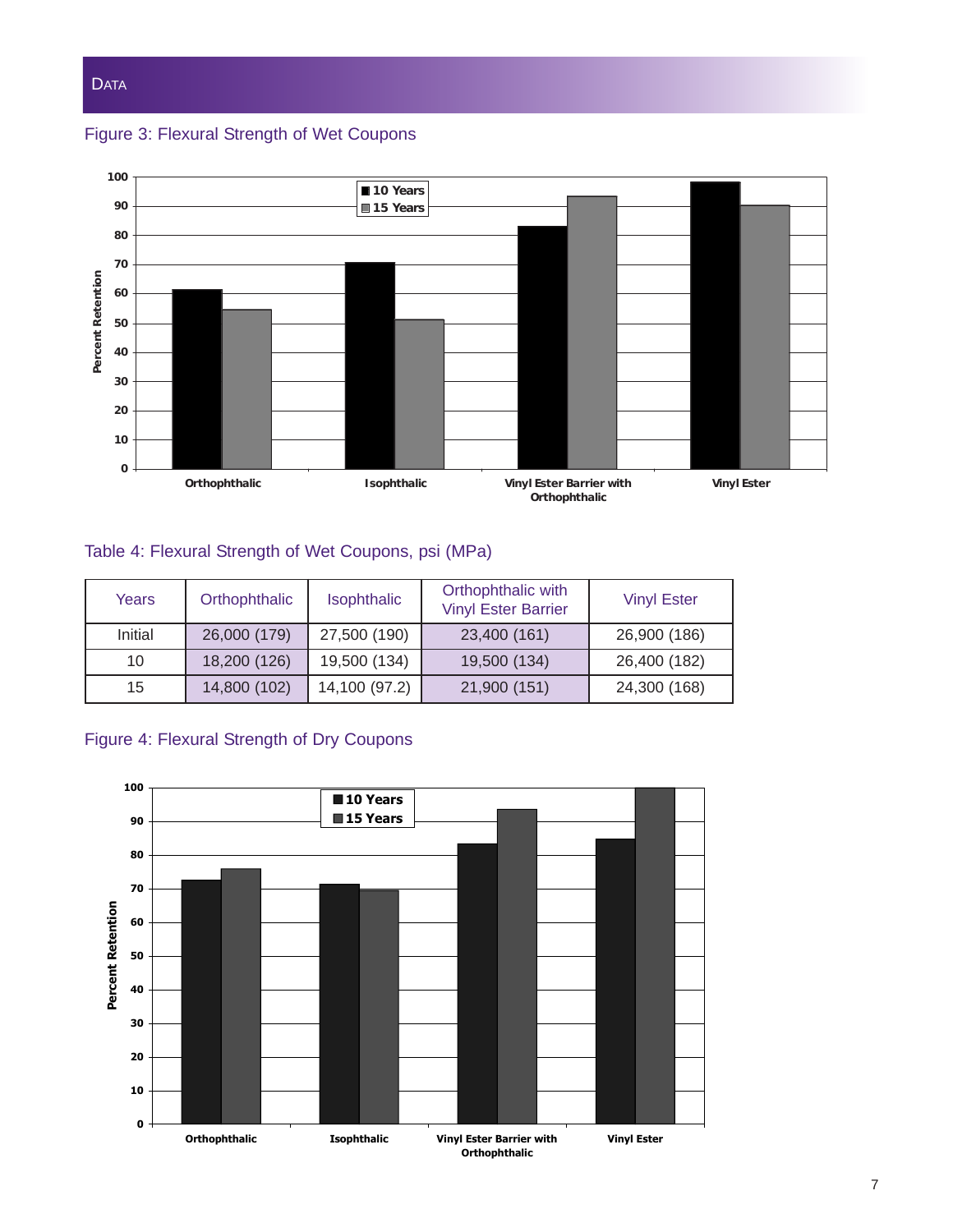## Data

Figure 3: Flexural Strength of Wet Coupons

Table 4: Flexural Strength of Wet Coupons, psi (MPa)

| Years | Orthophthalic | Isophthalic | Orthophthalic with Vinyl Ester Barrier | Vinyl Ester |
|---|---|---|---|---|
| Initial | 26,000 (179) | 27,500 (190) | 23,400 (161) | 26,900 (186) |
| 10 | 18,200 (126) | 19,500 (134) | 19,500 (134) | 26,400 (182) |
| 15 | 14,800 (102) | 14,100 (97.2) | 21,900 (151) | 24,300 (168) |

Figure 4: Flexural Strength of Dry Coupons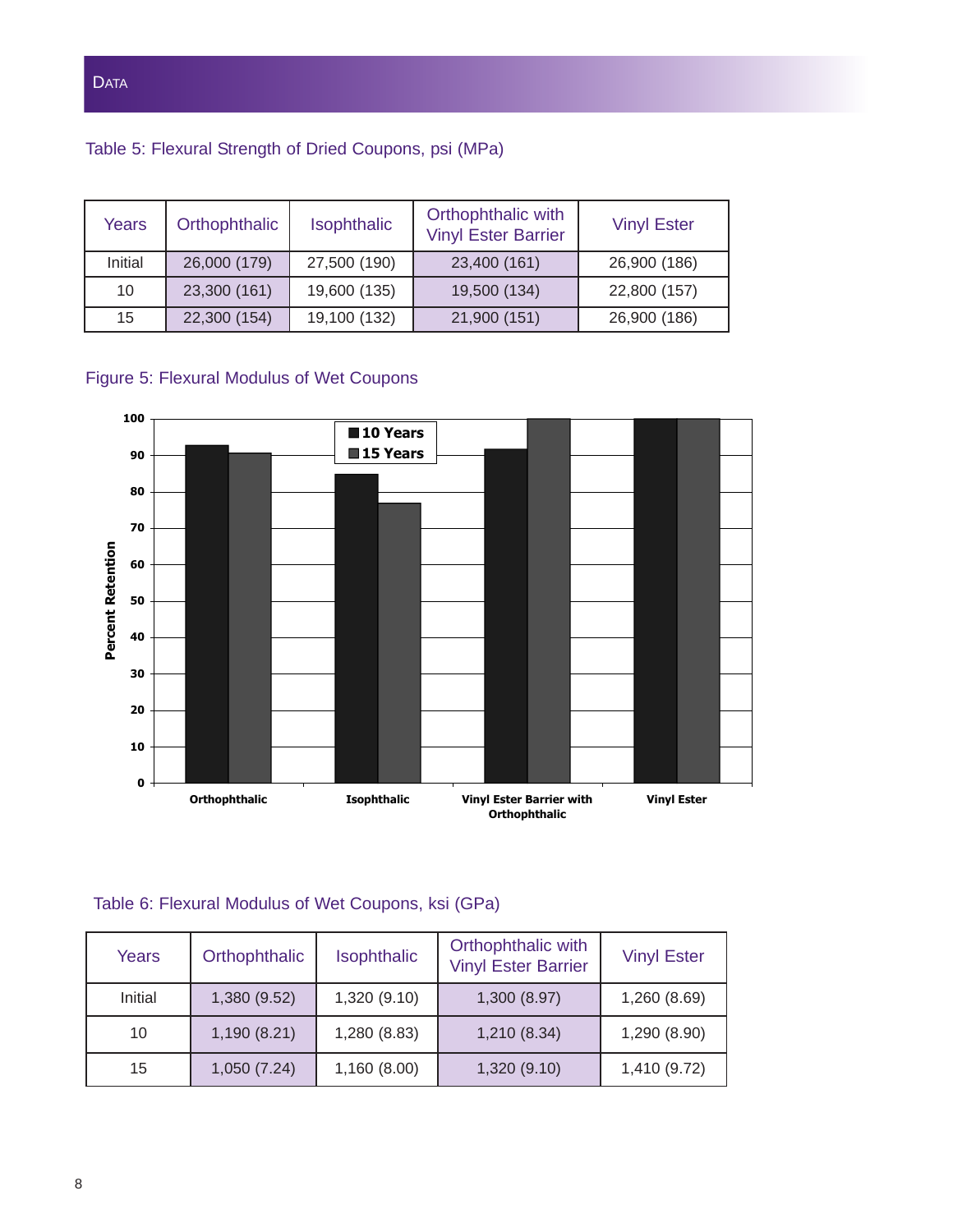## Data

Table 5: Flexural Strength of Dried Coupons, psi (MPa)

| Years | Orthophthalic | Isophthalic | Orthophthalic with Vinyl Ester Barrier | Vinyl Ester |
|---|---|---|---|---|
| Initial | 26,000 (179) | 27,500 (190) | 23,400 (161) | 26,900 (186) |
| 10 | 23,300 (161) | 19,600 (135) | 19,500 (134) | 22,800 (157) |
| 15 | 22,300 (154) | 19,100 (132) | 21,900 (151) | 26,900 (186) |

Figure 5: Flexural Modulus of Wet Coupons

Table 6: Flexural Modulus of Wet Coupons, ksi (GPa)

| Years | Orthophthalic | Isophthalic | Orthophthalic with Vinyl Ester Barrier | Vinyl Ester |
|---|---|---|---|---|
| Initial | 1,380 (9.52) | 1,320 (9.10) | 1,300 (8.97) | 1,260 (8.69) |
| 10 | 1,190 (8.21) | 1,280 (8.83) | 1,210 (8.34) | 1,290 (8.90) |
| 15 | 1,050 (7.24) | 1,160 (8.00) | 1,320 (9.10) | 1,410 (9.72) |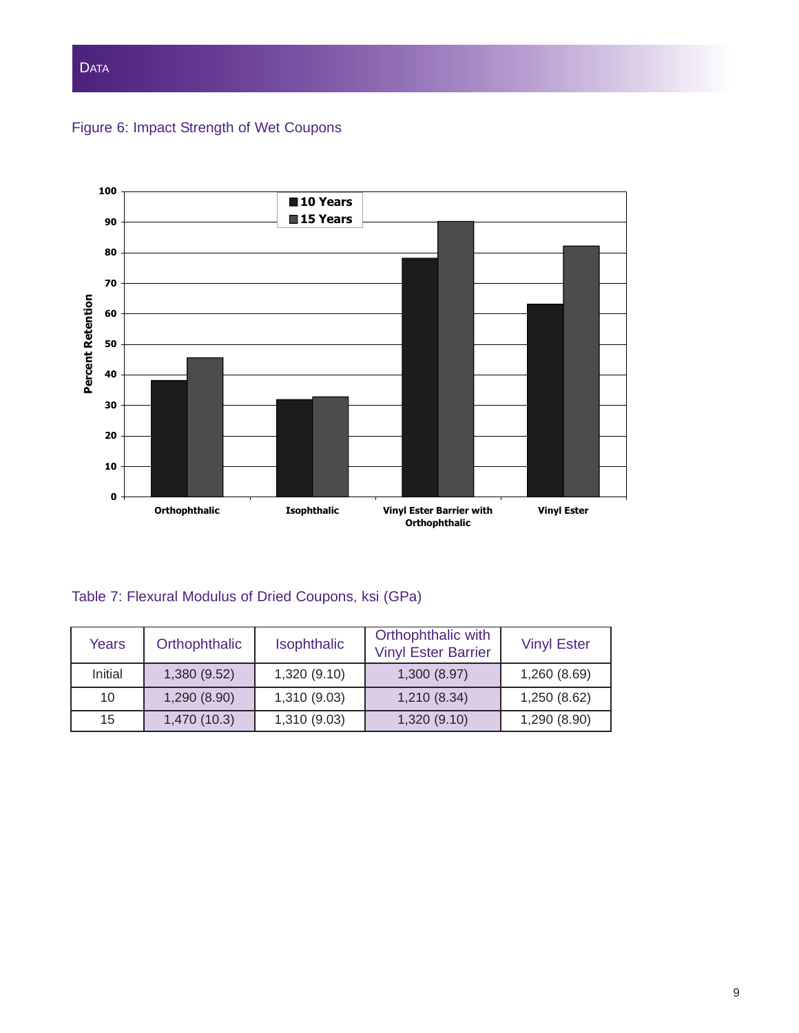Figure 6: Impact Strength of Wet Coupons

Table 7: Flexural Modulus of Dried Coupons, ksi (GPa)

| Years | Orthophthalic | Isophthalic | Orthophthalic with Vinyl Ester Barrier | Vinyl Ester |
|---|---|---|---|---|
| Initial | 1,380 (9.52) | 1,320 (9.10) | 1,300 (8.97) | 1,260 (8.69) |
| 10 | 1,290 (8.90) | 1,310 (9.03) | 1,210 (8.34) | 1,250 (8.62) |
| 15 | 1,470 (10.3) | 1,310 (9.03) | 1,320 (9.10) | 1,290 (8.90) |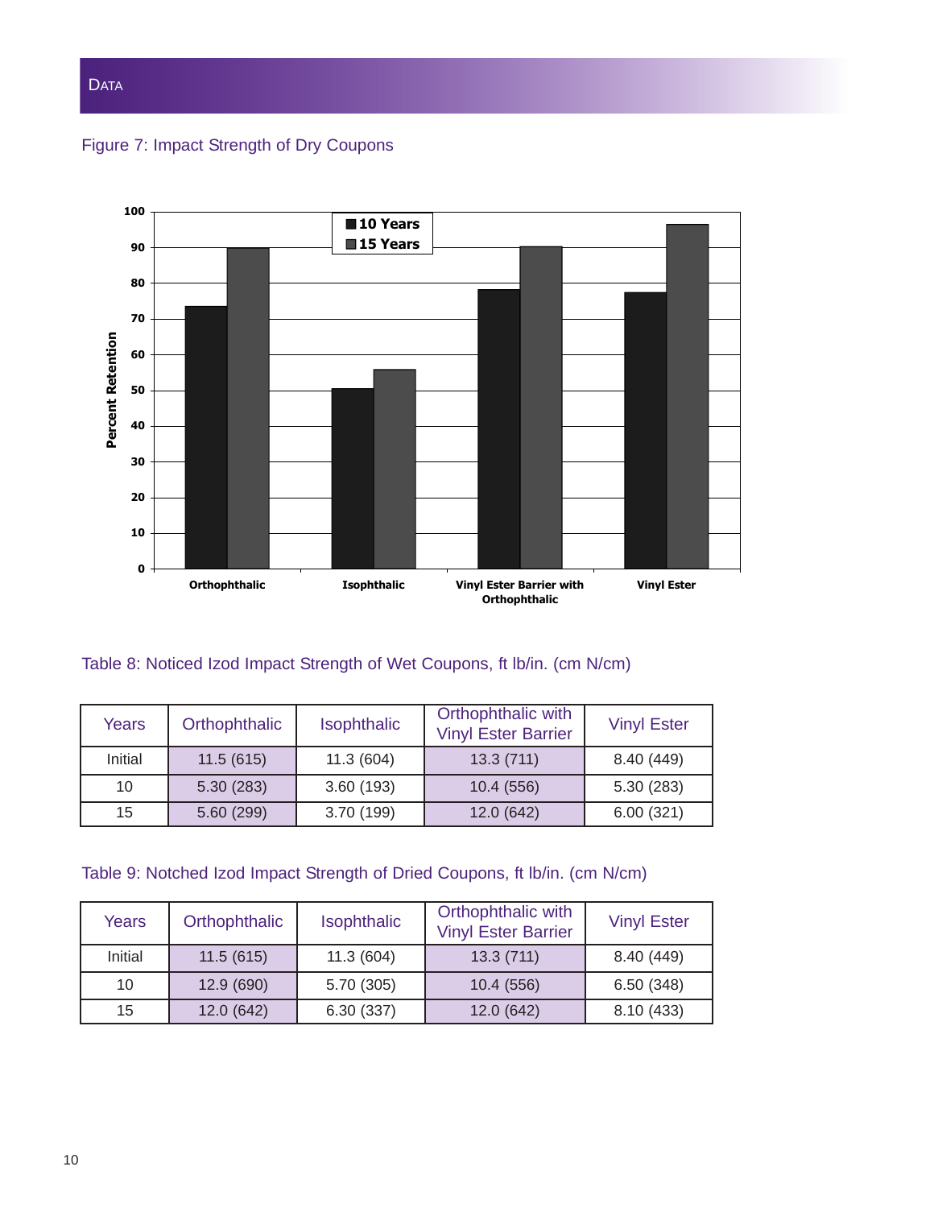Figure 7: Impact Strength of Dry Coupons

Table 8: Noticed Izod Impact Strength of Wet Coupons, ft lb/in. (cm N/cm)

| Years | Orthophthalic | Isophthalic | Orthophthalic with Vinyl Ester Barrier | Vinyl Ester |
|---|---|---|---|---|
| Initial | 11.5 (615) | 11.3 (604) | 13.3 (711) | 8.40 (449) |
| 10 | 5.30 (283) | 3.60 (193) | 10.4 (556) | 5.30 (283) |
| 15 | 5.60 (299) | 3.70 (199) | 12.0 (642) | 6.00 (321) |

Table 9: Notched Izod Impact Strength of Dried Coupons, ft lb/in. (cm N/cm)

| Years | Orthophthalic | Isophthalic | Orthophthalic with Vinyl Ester Barrier | Vinyl Ester |
|---|---|---|---|---|
| Initial | 11.5 (615) | 11.3 (604) | 13.3 (711) | 8.40 (449) |
| 10 | 12.9 (690) | 5.70 (305) | 10.4 (556) | 6.50 (348) |
| 15 | 12.0 (642) | 6.30 (337) | 12.0 (642) | 8.10 (433) |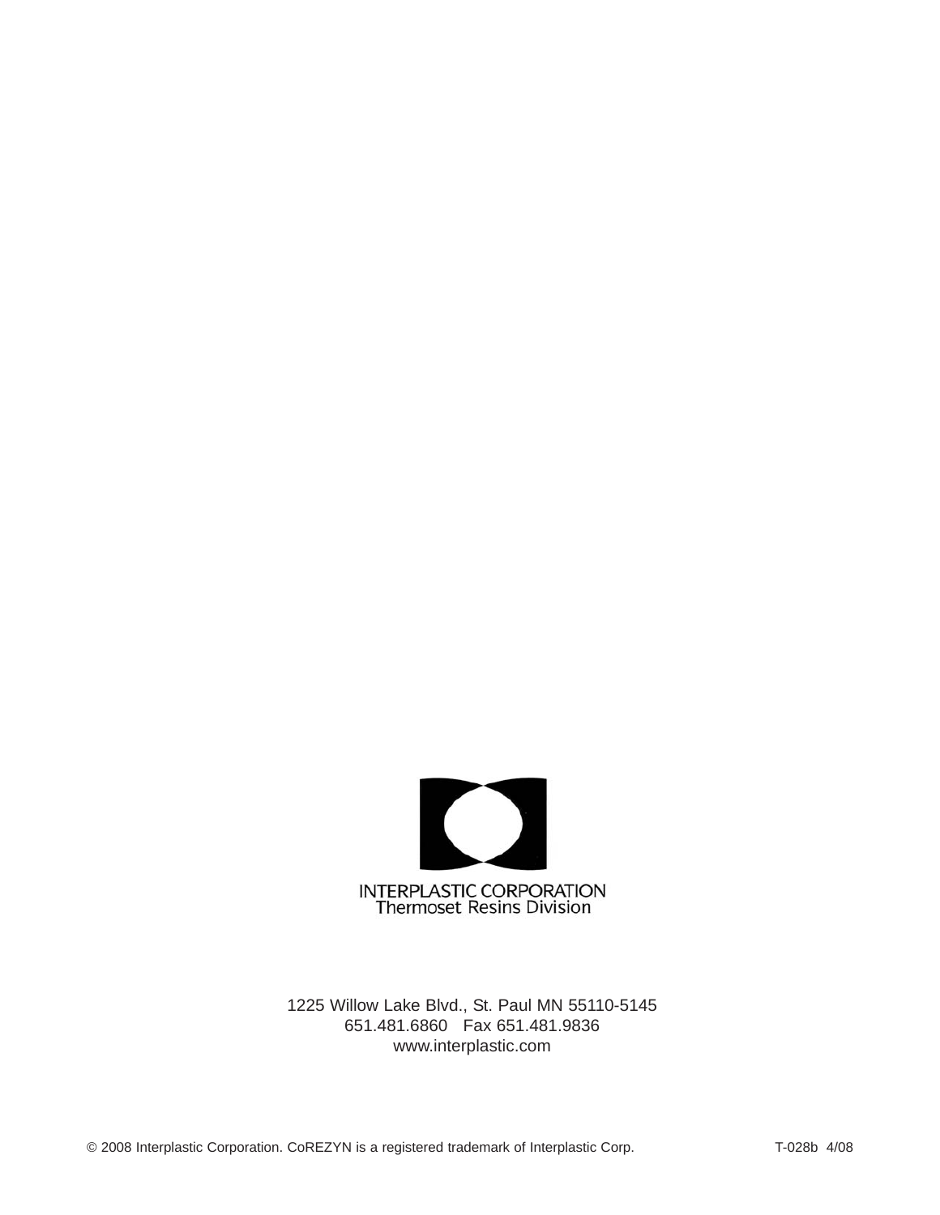INTERPLASTIC CORPORATION
Thermoset Resins Division

1225 Willow Lake Blvd., St. Paul MN 55110-5145
651.481.6860 Fax 651.481.9836
www.interplastic.com

© 2008 Interplastic Corporation. CoREZYN is a registered trademark of Interplastic Corp. T-028b 4/08